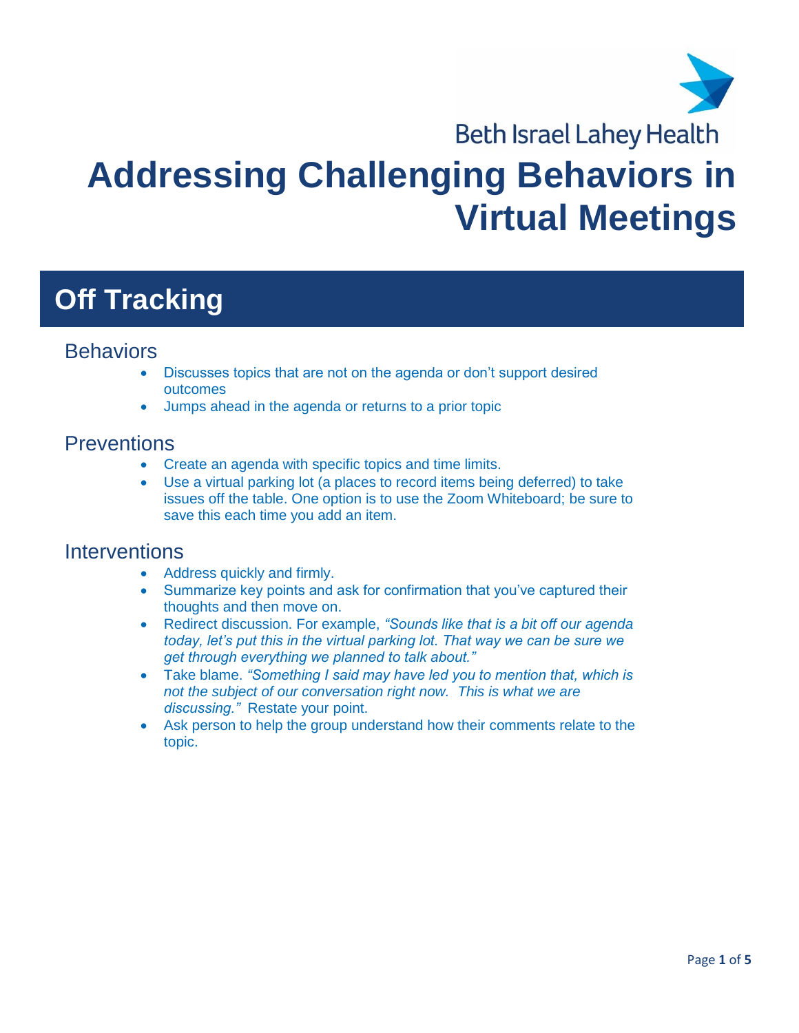Beth Israel Lahey Health

# Addressing Challenging Behaviors in Virtual Meetings

## Off Tracking

### Behaviors

- Discusses topics that are not on the agenda or don't support desired outcomes
- Jumps ahead in the agenda or returns to a prior topic

### Preventions

- Create an agenda with specific topics and time limits.
- Use a virtual parking lot (a places to record items being deferred) to take issues off the table. One option is to use the Zoom Whiteboard; be sure to save this each time you add an item.

### Interventions

- Address quickly and firmly.
- Summarize key points and ask for confirmation that you've captured their thoughts and then move on.
- Redirect discussion. For example, *"Sounds like that is a bit off our agenda today, let's put this in the virtual parking lot. That way we can be sure we get through everything we planned to talk about."*
- Take blame. *"Something I said may have led you to mention that, which is not the subject of our conversation right now. This is what we are discussing."* Restate your point.
- Ask person to help the group understand how their comments relate to the topic.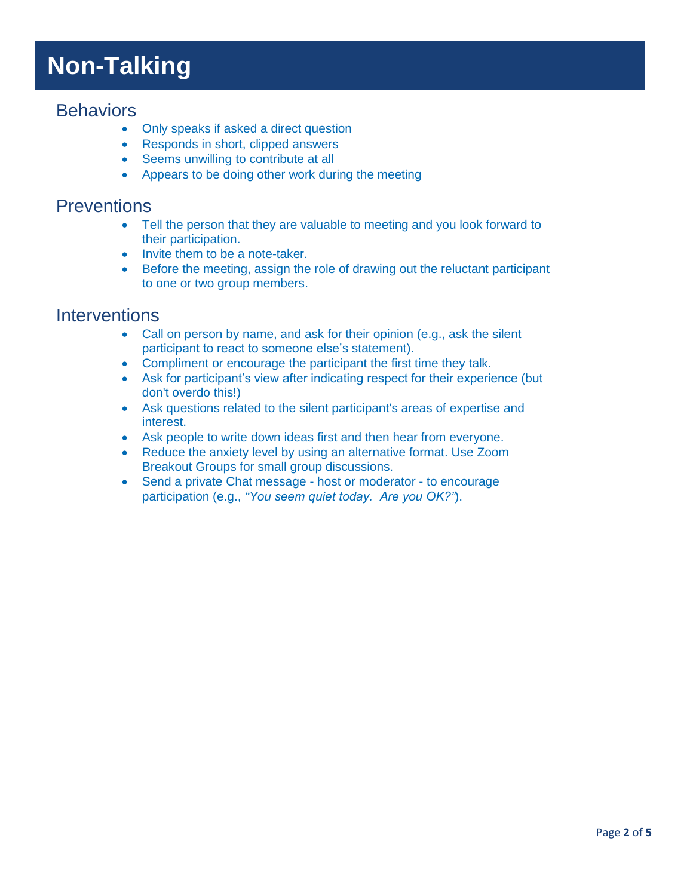# Non-Talking

## Behaviors

- Only speaks if asked a direct question
- Responds in short, clipped answers
- Seems unwilling to contribute at all
- Appears to be doing other work during the meeting

## Preventions

- Tell the person that they are valuable to meeting and you look forward to their participation.
- Invite them to be a note-taker.
- Before the meeting, assign the role of drawing out the reluctant participant to one or two group members.

## Interventions

- Call on person by name, and ask for their opinion (e.g., ask the silent participant to react to someone else's statement).
- Compliment or encourage the participant the first time they talk.
- Ask for participant's view after indicating respect for their experience (but don't overdo this!)
- Ask questions related to the silent participant's areas of expertise and interest.
- Ask people to write down ideas first and then hear from everyone.
- Reduce the anxiety level by using an alternative format. Use Zoom Breakout Groups for small group discussions.
- Send a private Chat message - host or moderator - to encourage participation (e.g., *"You seem quiet today. Are you OK?"*).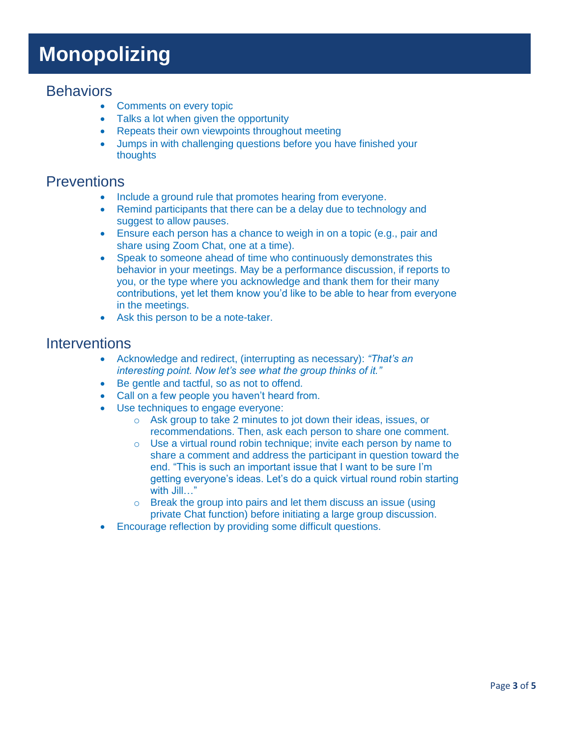# Monopolizing

## Behaviors

- Comments on every topic
- Talks a lot when given the opportunity
- Repeats their own viewpoints throughout meeting
- Jumps in with challenging questions before you have finished your thoughts

## Preventions

- Include a ground rule that promotes hearing from everyone.
- Remind participants that there can be a delay due to technology and suggest to allow pauses.
- Ensure each person has a chance to weigh in on a topic (e.g., pair and share using Zoom Chat, one at a time).
- Speak to someone ahead of time who continuously demonstrates this behavior in your meetings. May be a performance discussion, if reports to you, or the type where you acknowledge and thank them for their many contributions, yet let them know you'd like to be able to hear from everyone in the meetings.
- Ask this person to be a note-taker.

## Interventions

- Acknowledge and redirect, (interrupting as necessary): *"That's an interesting point. Now let's see what the group thinks of it."*
- Be gentle and tactful, so as not to offend.
- Call on a few people you haven't heard from.
- Use techniques to engage everyone:
  - Ask group to take 2 minutes to jot down their ideas, issues, or recommendations. Then, ask each person to share one comment.
  - Use a virtual round robin technique; invite each person by name to share a comment and address the participant in question toward the end. "This is such an important issue that I want to be sure I'm getting everyone's ideas. Let's do a quick virtual round robin starting with Jill…"
  - Break the group into pairs and let them discuss an issue (using private Chat function) before initiating a large group discussion.
- Encourage reflection by providing some difficult questions.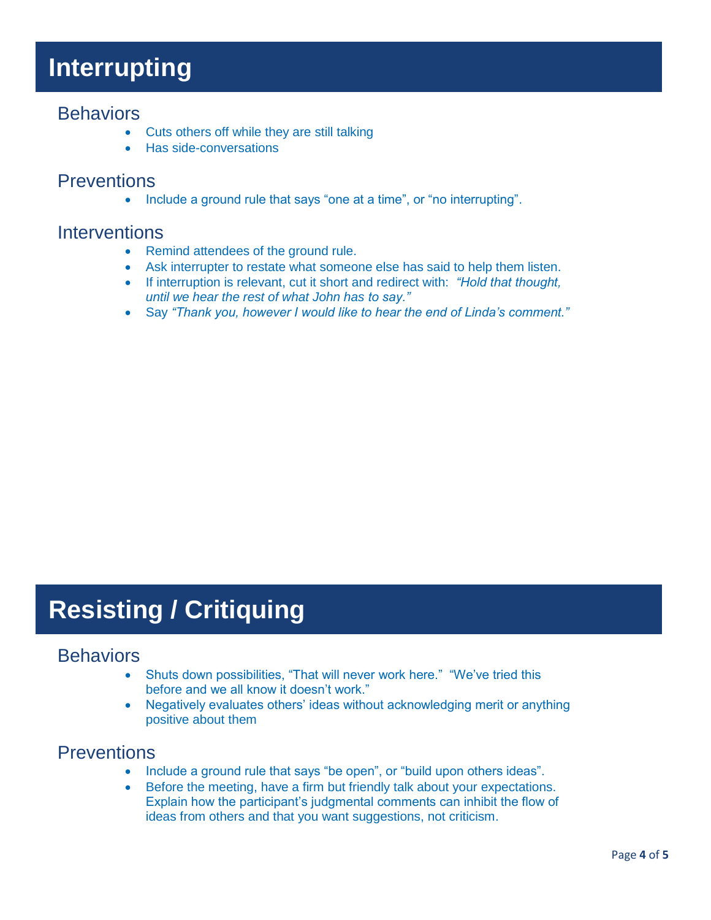# Interrupting

## Behaviors

- Cuts others off while they are still talking
- Has side-conversations

## Preventions

- Include a ground rule that says "one at a time", or "no interrupting".

## Interventions

- Remind attendees of the ground rule.
- Ask interrupter to restate what someone else has said to help them listen.
- If interruption is relevant, cut it short and redirect with: *"Hold that thought, until we hear the rest of what John has to say."*
- Say *"Thank you, however I would like to hear the end of Linda's comment."*

# Resisting / Critiquing

## Behaviors

- Shuts down possibilities, "That will never work here." "We've tried this before and we all know it doesn't work."
- Negatively evaluates others' ideas without acknowledging merit or anything positive about them

## Preventions

- Include a ground rule that says "be open", or "build upon others ideas".
- Before the meeting, have a firm but friendly talk about your expectations. Explain how the participant's judgmental comments can inhibit the flow of ideas from others and that you want suggestions, not criticism.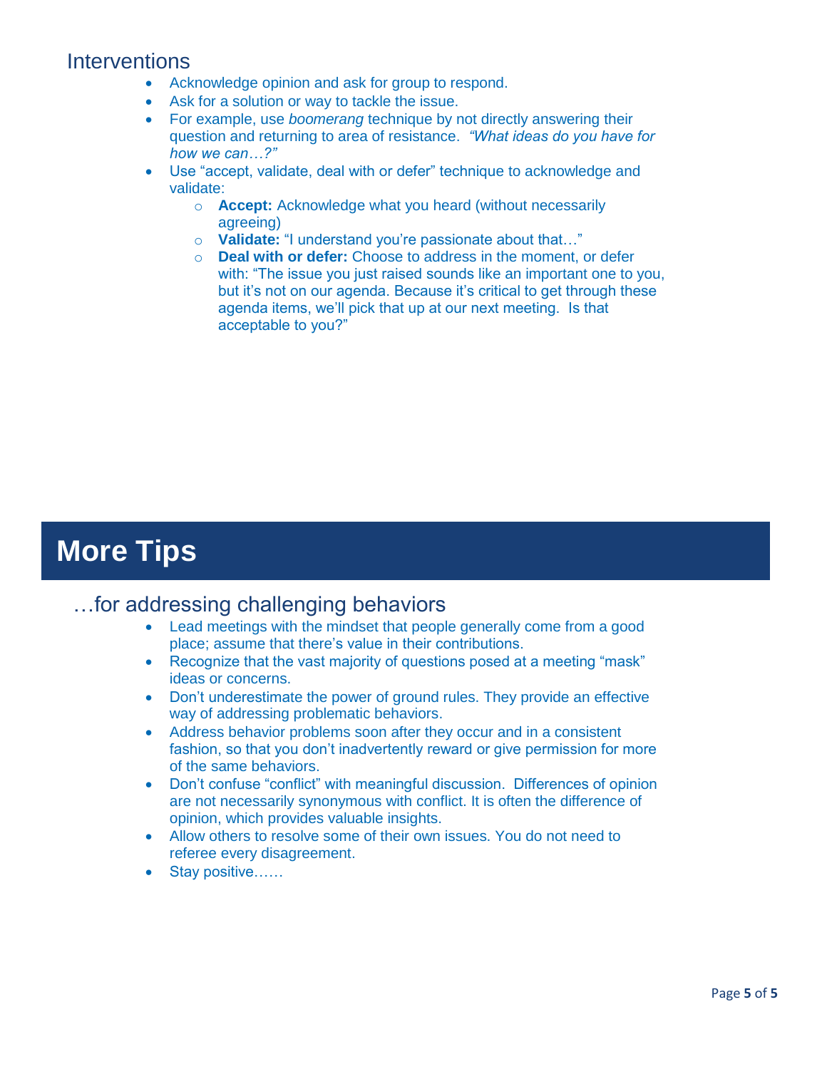### Interventions

- Acknowledge opinion and ask for group to respond.
- Ask for a solution or way to tackle the issue.
- For example, use *boomerang* technique by not directly answering their question and returning to area of resistance. *"What ideas do you have for how we can…?"*
- Use "accept, validate, deal with or defer" technique to acknowledge and validate:
  - **Accept:** Acknowledge what you heard (without necessarily agreeing)
  - **Validate:** "I understand you're passionate about that…"
  - **Deal with or defer:** Choose to address in the moment, or defer with: "The issue you just raised sounds like an important one to you, but it's not on our agenda. Because it's critical to get through these agenda items, we'll pick that up at our next meeting. Is that acceptable to you?"

# More Tips

### …for addressing challenging behaviors

- Lead meetings with the mindset that people generally come from a good place; assume that there's value in their contributions.
- Recognize that the vast majority of questions posed at a meeting "mask" ideas or concerns.
- Don't underestimate the power of ground rules. They provide an effective way of addressing problematic behaviors.
- Address behavior problems soon after they occur and in a consistent fashion, so that you don't inadvertently reward or give permission for more of the same behaviors.
- Don't confuse "conflict" with meaningful discussion. Differences of opinion are not necessarily synonymous with conflict. It is often the difference of opinion, which provides valuable insights.
- Allow others to resolve some of their own issues. You do not need to referee every disagreement.
- Stay positive……